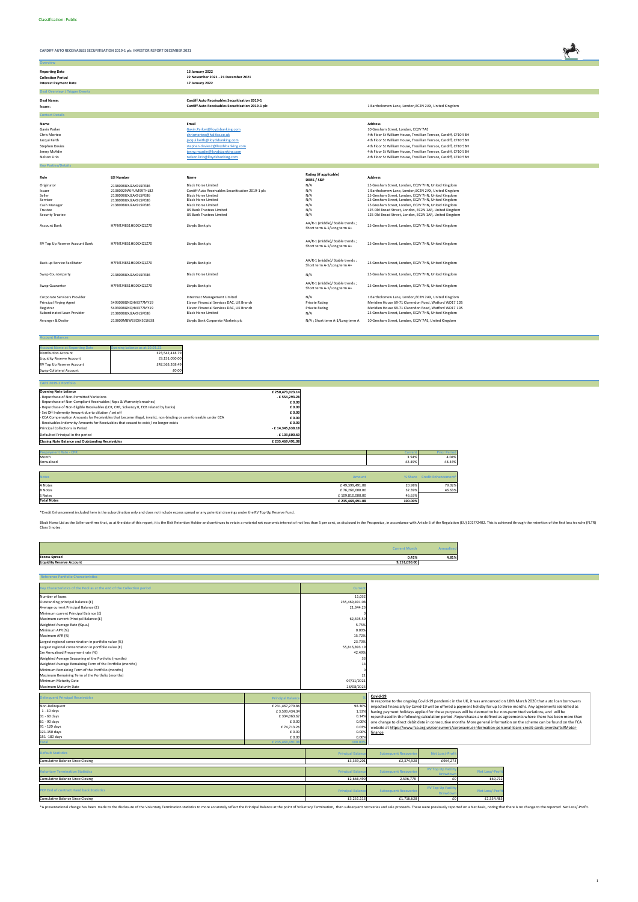Classification: Public

# CARDIFF AUTO RECEIVABLES SECURITISATION 2019-1 plc INVESTOR REPORT DECEMBER 2021

## Overview

| | |
|---|---|
| **Reporting Date** | **13 January 2022** |
| **Collection Period** | **22 November 2021 - 21 December 2021** |
| **Interest Payment Date** | **17 January 2022** |

## Deal Overview / Trigger Events

| | | |
|---|---|---|
| **Deal Name:** | **Cardiff Auto Receivables Securitisation 2019-1** | |
| **Issuer:** | **Cardiff Auto Receivables Securitisation 2019-1 plc** | 1 Bartholomew Lane, London,EC2N 2AX, United Kingdom |

## Contact Details

| Name | Email | Address |
|---|---|---|
| Gavin Parker | Gavin.Parker@lloydsbanking.com | 10 Gresham Street, London, EC2V 7AE |
| Chris Morteo | chrismorteo@halifax.co.uk | 4th Floor St William House, Tresillian Terrace, Cardiff, CF10 5BH |
| Jacqui Keith | jacqui.keith@lloydsbanking.com | 4th Floor St William House, Tresillian Terrace, Cardiff, CF10 5BH |
| Stephen Davies | stephen.davies2@lloydsbanking.com | 4th Floor St William House, Tresillian Terrace, Cardiff, CF10 5BH |
| Jenny McAdie | jenny.mcadie@lloydsbanking.com | 4th Floor St William House, Tresillian Terrace, Cardiff, CF10 5BH |
| Nelson Lirio | nelson.lirio@lloydsbanking.com | 4th Floor St William House, Tresillian Terrace, Cardiff, CF10 5BH |

## Key Parties/Details

| Role | LEI Number | Name | Rating (if applicable) DBRS / S&P | Address |
|---|---|---|---|---|
| Originator | 2138008UXJZAK9L5PE86 | Black Horse Limited | N/A | 25 Gresham Street, London, EC2V 7HN, United Kingdom |
| Issuer | 21380029NIFUM99THL82 | Cardiff Auto Receivables Securitisation 2019-1 plc | N/A | 1 Bartholomew Lane, London,EC2N 2AX, United Kingdom |
| Seller | 2138008UXJZAK9L5PE86 | Black Horse Limited | N/A | 25 Gresham Street, London, EC2V 7HN, United Kingdom |
| Servicer | 2138008UXJZAK9L5PE86 | Black Horse Limited | N/A | 25 Gresham Street, London, EC2V 7HN, United Kingdom |
| Cash Manager | 2138008UXJZAK9L5PE86 | Black Horse Limited | N/A | 25 Gresham Street, London, EC2V 7HN, United Kingdom |
| Trustee | | US Bank Trustees Limited | N/A | 125 Old Broad Street, London, EC2N 1AR, United Kingdom |
| Security Trustee | | US Bank Trustees Limited | N/A | 125 Old Broad Street, London, EC2N 1AR, United Kingdom |
| Account Bank | H7FNTJ4851HG0EXQ1Z70 | Lloyds Bank plc | AA/R-1 (middle)/ Stable trends ; Short term A-1/Long term A+ | 25 Gresham Street, London, EC2V 7HN, United Kingdom |
| RV Top Up Reserve Account Bank | H7FNTJ4851HG0EXQ1Z70 | Lloyds Bank plc | AA/R-1 (middle)/ Stable trends ; Short term A-1/Long term A+ | 25 Gresham Street, London, EC2V 7HN, United Kingdom |
| Back-up Service Facilitator | H7FNTJ4851HG0EXQ1Z70 | Lloyds Bank plc | AA/R-1 (middle)/ Stable trends ; Short term A-1/Long term A+ | 25 Gresham Street, London, EC2V 7HN, United Kingdom |
| Swap Counterparty | 2138008UXJZAK9L5PE86 | Black Horse Limited | N/A | 25 Gresham Street, London, EC2V 7HN, United Kingdom |
| Swap Guarantor | H7FNTJ4851HG0EXQ1Z70 | Lloyds Bank plc | AA/R-1 (middle)/ Stable trends ; Short term A-1/Long term A+ | 25 Gresham Street, London, EC2V 7HN, United Kingdom |
| Corporate Servicers Provider | | Intertrust Management Limited | N/A | 1 Bartholomew Lane, London,EC2N 2AX, United Kingdom |
| Principal Paying Agent | 5493008GNQHVI377MY19 | Elavon Financial Services DAC, UK Branch | Private Rating | Meridien House 69-71 Clarendon Road, Watford WD17 1DS |
| Registrar | 5493008GNQHVI377MY19 | Elavon Financial Services DAC, UK Branch | Private Rating | Meridien House 69-71 Clarendon Road, Watford WD17 1DS |
| Subordinated Loan Provider | 2138008UXJZAK9L5PE86 | Black Horse Limited | N/A | 25 Gresham Street, London, EC2V 7HN, United Kingdom |
| Arranger & Dealer | 213800MBWEIJDM5CU638 | Lloyds Bank Corporate Markets plc | N/A ; Short term A-1/Long term A | 10 Gresham Street, London, EC2V 7AE, United Kingdom |

## Account Balances

| Account Name at Reporting Date | Opening balance as at 10.01.22 |
|---|---|
| Distribution Account | £23,542,418.79 |
| Liquidity Reserve Account | £9,151,050.00 |
| RV Top Up Reserve Account | £42,563,268.49 |
| Swap Collateral Account | £0.00 |

## CARS 2019-1 Portfolio

| | |
|---|---|
| **Opening Note balance** | **£ 250,473,023.14** |
| - Repurchase of Non-Permitted Variations | **- £ 554,293.28** |
| - Repurchase of Non-Compliant Receivables (Reps & Warranty breaches) | **£ 0.00** |
| - Repurchase of Non-Eligible Receivables (LCR, CRR, Solvency II, ECB related by backs) | **£ 0.00** |
| - Set Off Indemnity Amount due to dilution / set off | **£ 0.00** |
| - CCA Compensation Amounts for Receivables that become illegal, invalid, non-binding or unenforceable under CCA | **£ 0.00** |
| - Receivables Indemnity Amounts for Receivables that ceased to exist / no longer exists | **£ 0.00** |
| Principal Collections in Period | **- £ 14,345,638.18** |
| Defaulted Principal in the period | **- £ 103,600.60** |
| **Closing Note Balance and Outstanding Receivables** | **£ 235,469,491.08** |

| Prepayment Rate - CPR | Current | Prior Period |
|---|---|---|
| Month | 3.54% | 4.04% |
| Annualised | 42.49% | 48.44% |

| Notes | Amount | % Share | Credit Enhancement* |
|---|---|---|---|
| A Notes | £ 49,399,491.08 | 20.98% | 79.02% |
| B Notes | £ 76,260,000.00 | 32.39% | 46.63% |
| S Notes | £ 109,810,000.00 | 46.63% | |
| **Total Notes** | **£ 235,469,491.08** | **100.00%** | |

*Credit Enhancement included here is the subordination only and does not include excess spread or any potential drawings under the RV Top Up Reserve Fund.

Black Horse Ltd as the Seller confirms that, as at the date of this report, it is the Risk Retention Holder and continues to retain a material net economic interest of not less than 5 per cent, as disclosed in the Prospectus, in accordance with Article 6 of the Regulation (EU) 2017/2402. This is achieved through the retention of the first loss tranche (FLTR) Class S notes.

| | Current Month | Annualised |
|---|---|---|
| **Excess Spread** | 0.41% | 4.81% |
| **Liquidity Reserve Account** | 9,151,050.00 | |

## Reference Portfolio Characteristics

| Key Characteristics of the Pool as at the end of the Collection period | Current |
|---|---|
| Number of loans | 11,032 |
| Outstanding principal balance (£) | 235,469,491.08 |
| Average current Principal Balance (£) | 21,344.23 |
| Minimum current Principal Balance (£) | 0 |
| Maximum current Principal Balance (£) | 62,595.59 |
| Weighted Average Rate (%p.a.) | 5.75% |
| Minimum APR (%) | 0.00% |
| Maximum APR (%) | 15.72% |
| Largest regional concentration in portfolio value (%) | 23.70% |
| Largest regional concentration in portfolio value (£) | 55,816,893.19 |
| 1m Annualised Prepayment rate (%) | 42.49% |
| Weighted Average Seasoning of the Portfolio (months) | 33 |
| Weighted Average Remaining Term of the Portfolio (months) | 14 |
| Minimum Remaining Term of the Portfolio (months) | 0 |
| Maximum Remaining Term of the Portfolio (months) | 21 |
| Minimum Maturity Date | 07/11/2021 |
| Maximum Maturity Date | 28/08/2023 |

| Delinquent Principal Receivables | Principal Balance | % |
|---|---|---|
| Non-Delinquent | £ 231,467,279.86 | 98.30% |
| 1 - 30 days | £ 3,593,434.34 | 1.53% |
| 31 - 60 days | £ 334,063.62 | 0.14% |
| 61 - 90 days | £ 0.00 | 0.00% |
| 91 - 120 days | £ 74,713.26 | 0.03% |
| 121-150 days | £ 0.00 | 0.00% |
| 151 -180 days | £ 0.00 | 0.00% |
| **Total** | **£ 235,469,491.08** | **100.00%** |

**Covid-19**
In response to the ongoing Covid-19 pandemic in the UK, it was announced on 18th March 2020 that auto loan borrowers impacted financially by Covid-19 will be offered a payment holiday for up to three months. Any agreements identified as having payment holidays applied for these purposes will be deemed to be non-permitted variations, and will be repurchased in the following calculation period. Repurchases are defined as agreements where there has been more than one change to direct debit date in consecutive months. More general information on the scheme can be found on the FCA website at https://www.fca.org.uk/consumers/coronavirus-information-personal-loans-credit-cards-overdrafts#Motor-finance

| Default Statistics | Principal Balance | Subsequent Recoveries | Net Loss/-Profit |
|---|---|---|---|
| Cumulative Balance Since Closing | £3,339,201 | £2,374,928 | £964,273 |

| Voluntary Termination Statistics | Principal Balance | Subsequent Recoveries | RV Top Up Facility Drawdown | Net Loss/-Profit |
|---|---|---|---|---|
| Cumulative Balance Since Closing | £2,666,490 | 2,596,778 | £0 | £69,712 |

| PCP End of contract Hand back Statistics | Principal Balance | Subsequent Recoveries | RV Top Up Facility Drawdown | Net Loss/-Profit |
|---|---|---|---|---|
| Cumulative Balance Since Closing | £3,251,113 | £1,716,628 | £0 | £1,534,485 |

*A presentational change has been made to the disclosure of the Voluntary Termination statistics to more accurately reflect the Principal Balance at the point of Voluntary Termination, then subsequent recoveries and sale proceeds. These were previously reported on a Net Basis, noting that there is no change to the reported Net Loss/-Profit.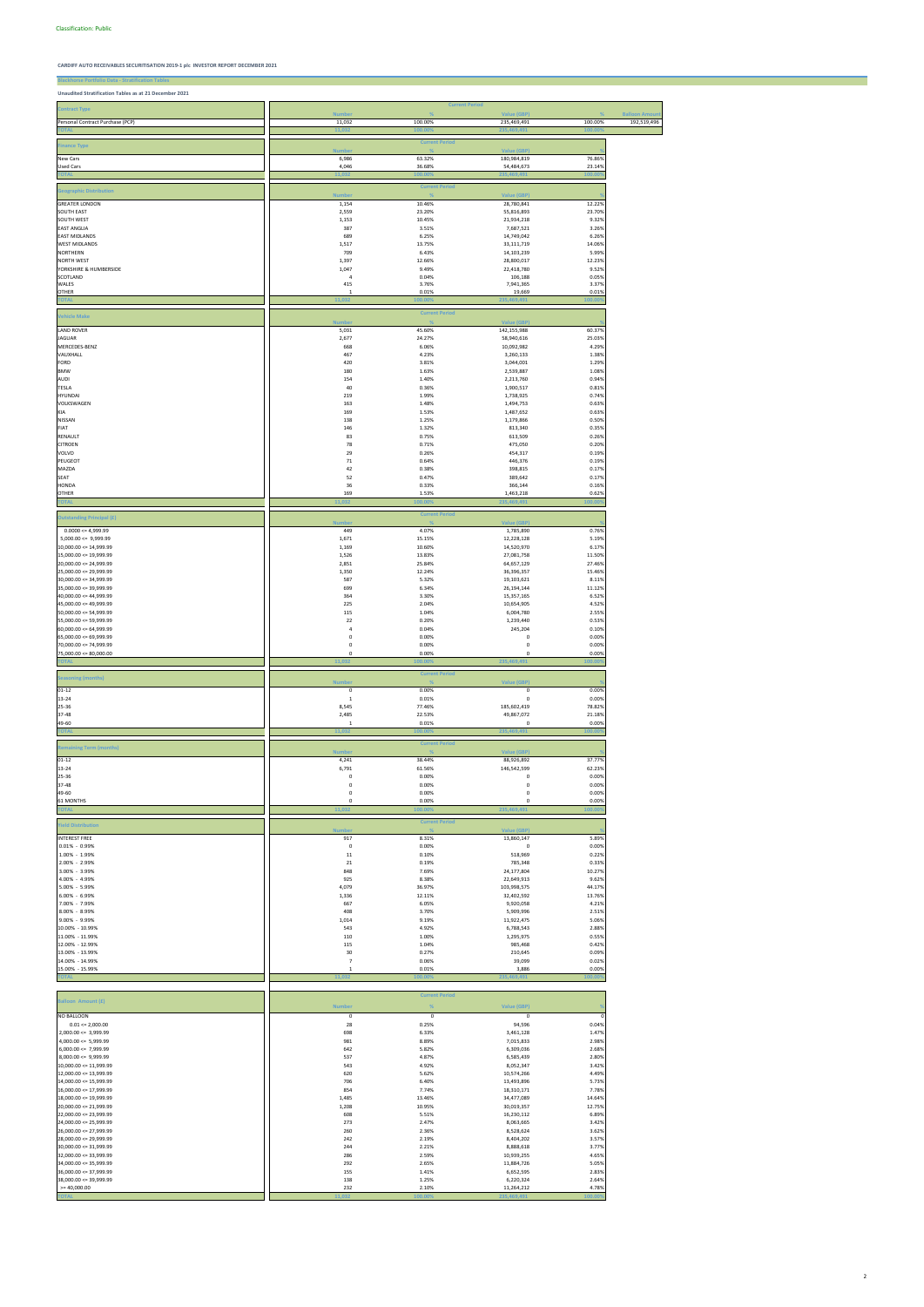Classification: Public

**CARDIFF AUTO RECEIVABLES SECURITISATION 2019-1 plc INVESTOR REPORT DECEMBER 2021**

**Blackhorse Portfolio Data - Stratification Tables**

**Unaudited Stratification Tables as at 21 December 2021**

| Contract Type | Current Period | | | | |
|---|---|---|---|---|---|
| | Number | % | Value (GBP) | % | Balloon Amount |
| Personal Contract Purchase (PCP) | 11,032 | 100.00% | 235,469,491 | 100.00% | 192,519,496 |
| TOTAL | 11,032 | 100.00% | 235,469,491 | 100.00% | |

| Finance Type | Current Period | | | |
|---|---|---|---|---|
| | Number | % | Value (GBP) | % |
| New Cars | 6,986 | 63.32% | 180,984,819 | 76.86% |
| Used Cars | 4,046 | 36.68% | 54,484,673 | 23.14% |
| TOTAL | 11,032 | 100.00% | 235,469,491 | 100.00% |

| Geographic Distribution | Current Period | | | |
|---|---|---|---|---|
| | Number | % | Value (GBP) | % |
| GREATER LONDON | 1,154 | 10.46% | 28,780,841 | 12.22% |
| SOUTH EAST | 2,559 | 23.20% | 55,816,893 | 23.70% |
| SOUTH WEST | 1,153 | 10.45% | 21,934,218 | 9.32% |
| EAST ANGLIA | 387 | 3.51% | 7,687,521 | 3.26% |
| EAST MIDLANDS | 689 | 6.25% | 14,749,042 | 6.26% |
| WEST MIDLANDS | 1,517 | 13.75% | 33,111,719 | 14.06% |
| NORTHERN | 709 | 6.43% | 14,103,239 | 5.99% |
| NORTH WEST | 1,397 | 12.66% | 28,800,017 | 12.23% |
| YORKSHIRE & HUMBERSIDE | 1,047 | 9.49% | 22,418,780 | 9.52% |
| SCOTLAND | 4 | 0.04% | 106,188 | 0.05% |
| WALES | 415 | 3.76% | 7,941,365 | 3.37% |
| OTHER | 1 | 0.01% | 19,669 | 0.01% |
| TOTAL | 11,032 | 100.00% | 235,469,491 | 100.00% |

| Vehicle Make | Current Period | | | |
|---|---|---|---|---|
| | Number | % | Value (GBP) | % |
| LAND ROVER | 5,031 | 45.60% | 142,155,988 | 60.37% |
| JAGUAR | 2,677 | 24.27% | 58,940,616 | 25.03% |
| MERCEDES-BENZ | 668 | 6.06% | 10,092,982 | 4.29% |
| VAUXHALL | 467 | 4.23% | 3,260,133 | 1.38% |
| FORD | 420 | 3.81% | 3,044,001 | 1.29% |
| BMW | 180 | 1.63% | 2,539,887 | 1.08% |
| AUDI | 154 | 1.40% | 2,213,760 | 0.94% |
| TESLA | 40 | 0.36% | 1,900,517 | 0.81% |
| HYUNDAI | 219 | 1.99% | 1,738,925 | 0.74% |
| VOLKSWAGEN | 163 | 1.48% | 1,494,753 | 0.63% |
| KIA | 169 | 1.53% | 1,487,652 | 0.63% |
| NISSAN | 138 | 1.25% | 1,179,866 | 0.50% |
| FIAT | 146 | 1.32% | 813,340 | 0.35% |
| RENAULT | 83 | 0.75% | 613,509 | 0.26% |
| CITROEN | 78 | 0.71% | 475,050 | 0.20% |
| VOLVO | 29 | 0.26% | 454,317 | 0.19% |
| PEUGEOT | 71 | 0.64% | 446,376 | 0.19% |
| MAZDA | 42 | 0.38% | 398,815 | 0.17% |
| SEAT | 52 | 0.47% | 389,642 | 0.17% |
| HONDA | 36 | 0.33% | 366,144 | 0.16% |
| OTHER | 169 | 1.53% | 1,463,218 | 0.62% |
| TOTAL | 11,032 | 100.00% | 235,469,491 | 100.00% |

| Outstanding Principal (£) | Current Period | | | |
|---|---|---|---|---|
| | Number | % | Value (GBP) | % |
| 0.0000 <= 4,999.99 | 449 | 4.07% | 1,785,890 | 0.76% |
| 5,000.00 <= 9,999.99 | 1,671 | 15.15% | 12,228,128 | 5.19% |
| 10,000.00 <= 14,999.99 | 1,169 | 10.60% | 14,530,970 | 6.17% |
| 15,000.00 <= 19,999.99 | 1,526 | 13.83% | 27,081,758 | 11.50% |
| 20,000.00 <= 24,999.99 | 2,851 | 25.84% | 64,657,129 | 27.46% |
| 25,000.00 <= 29,999.99 | 1,350 | 12.24% | 36,396,357 | 15.46% |
| 30,000.00 <= 34,999.99 | 587 | 5.32% | 19,103,621 | 8.11% |
| 35,000.00 <= 39,999.99 | 699 | 6.34% | 26,194,144 | 11.12% |
| 40,000.00 <= 44,999.99 | 364 | 3.30% | 15,357,165 | 6.52% |
| 45,000.00 <= 49,999.99 | 225 | 2.04% | 10,654,905 | 4.52% |
| 50,000.00 <= 54,999.99 | 115 | 1.04% | 6,004,780 | 2.55% |
| 55,000.00 <= 59,999.99 | 22 | 0.20% | 1,239,440 | 0.53% |
| 60,000.00 <= 64,999.99 | 4 | 0.04% | 245,204 | 0.10% |
| 65,000.00 <= 69,999.99 | 0 | 0.00% | 0 | 0.00% |
| 70,000.00 <= 74,999.99 | 0 | 0.00% | 0 | 0.00% |
| 75,000.00 <= 80,000.00 | 0 | 0.00% | 0 | 0.00% |
| TOTAL | 11,032 | 100.00% | 235,469,491 | 100.00% |

| Seasoning (months) | Current Period | | | |
|---|---|---|---|---|
| | Number | % | Value (GBP) | % |
| 01-12 | 0 | 0.00% | 0 | 0.00% |
| 13-24 | 1 | 0.01% | 0 | 0.00% |
| 25-36 | 8,545 | 77.46% | 185,602,419 | 78.82% |
| 37-48 | 2,485 | 22.53% | 49,867,072 | 21.18% |
| 49-60 | 1 | 0.01% | 0 | 0.00% |
| TOTAL | 11,032 | 100.00% | 235,469,491 | 100.00% |

| Remaining Term (months) | Current Period | | | |
|---|---|---|---|---|
| | Number | % | Value (GBP) | % |
| 01-12 | 4,241 | 38.44% | 88,926,892 | 37.77% |
| 13-24 | 6,791 | 61.56% | 146,542,599 | 62.23% |
| 25-36 | 0 | 0.00% | 0 | 0.00% |
| 37-48 | 0 | 0.00% | 0 | 0.00% |
| 49-60 | 0 | 0.00% | 0 | 0.00% |
| 61 MONTHS | 0 | 0.00% | 0 | 0.00% |
| TOTAL | 11,032 | 100.00% | 235,469,491 | 100.00% |

| Yield Distribution | Current Period | | | |
|---|---|---|---|---|
| | Number | % | Value (GBP) | % |
| INTEREST FREE | 917 | 8.31% | 13,860,147 | 5.89% |
| 0.01% - 0.99% | 0 | 0.00% | 0 | 0.00% |
| 1.00% - 1.99% | 11 | 0.10% | 518,969 | 0.22% |
| 2.00% - 2.99% | 21 | 0.19% | 785,348 | 0.33% |
| 3.00% - 3.99% | 848 | 7.69% | 24,177,804 | 10.27% |
| 4.00% - 4.99% | 925 | 8.38% | 22,649,913 | 9.62% |
| 5.00% - 5.99% | 4,079 | 36.97% | 103,998,575 | 44.17% |
| 6.00% - 6.99% | 1,336 | 12.11% | 32,402,592 | 13.76% |
| 7.00% - 7.99% | 667 | 6.05% | 9,920,058 | 4.21% |
| 8.00% - 8.99% | 408 | 3.70% | 5,909,996 | 2.51% |
| 9.00% - 9.99% | 1,014 | 9.19% | 11,922,475 | 5.06% |
| 10.00% - 10.99% | 543 | 4.92% | 6,788,543 | 2.88% |
| 11.00% - 11.99% | 110 | 1.00% | 1,295,975 | 0.55% |
| 12.00% - 12.99% | 115 | 1.04% | 985,468 | 0.42% |
| 13.00% - 13.99% | 30 | 0.27% | 210,645 | 0.09% |
| 14.00% - 14.99% | 7 | 0.06% | 39,099 | 0.02% |
| 15.00% - 15.99% | 1 | 0.01% | 3,886 | 0.00% |
| TOTAL | 11,032 | 100.00% | 235,469,491 | 100.00% |

| Balloon Amount (£) | Current Period | | | |
|---|---|---|---|---|
| | Number | % | Value (GBP) | % |
| NO BALLOON | 0 | 0 | 0 | 0 |
| 0.01 <= 2,000.00 | 28 | 0.25% | 94,596 | 0.04% |
| 2,000.00 <= 3,999.99 | 698 | 6.33% | 3,461,128 | 1.47% |
| 4,000.00 <= 5,999.99 | 981 | 8.89% | 7,015,833 | 2.98% |
| 6,000.00 <= 7,999.99 | 642 | 5.82% | 6,309,036 | 2.68% |
| 8,000.00 <= 9,999.99 | 537 | 4.87% | 6,585,439 | 2.80% |
| 10,000.00 <= 11,999.99 | 543 | 4.92% | 8,052,347 | 3.42% |
| 12,000.00 <= 13,999.99 | 620 | 5.62% | 10,574,266 | 4.49% |
| 14,000.00 <= 15,999.99 | 706 | 6.40% | 13,493,896 | 5.73% |
| 16,000.00 <= 17,999.99 | 854 | 7.74% | 18,310,171 | 7.78% |
| 18,000.00 <= 19,999.99 | 1,485 | 13.46% | 34,477,089 | 14.64% |
| 20,000.00 <= 21,999.99 | 1,208 | 10.95% | 30,019,357 | 12.75% |
| 22,000.00 <= 23,999.99 | 608 | 5.51% | 16,230,112 | 6.89% |
| 24,000.00 <= 25,999.99 | 273 | 2.47% | 8,063,665 | 3.42% |
| 26,000.00 <= 27,999.99 | 260 | 2.36% | 8,528,624 | 3.62% |
| 28,000.00 <= 29,999.99 | 242 | 2.19% | 8,404,202 | 3.57% |
| 30,000.00 <= 31,999.99 | 244 | 2.21% | 8,888,618 | 3.77% |
| 32,000.00 <= 33,999.99 | 286 | 2.59% | 10,939,255 | 4.65% |
| 34,000.00 <= 35,999.99 | 292 | 2.65% | 11,884,726 | 5.05% |
| 36,000.00 <= 37,999.99 | 155 | 1.41% | 6,652,595 | 2.83% |
| 38,000.00 <= 39,999.99 | 138 | 1.25% | 6,220,324 | 2.64% |
| >= 40,000.00 | 232 | 2.10% | 11,264,212 | 4.78% |
| TOTAL | 11,032 | 100.00% | 235,469,491 | 100.00% |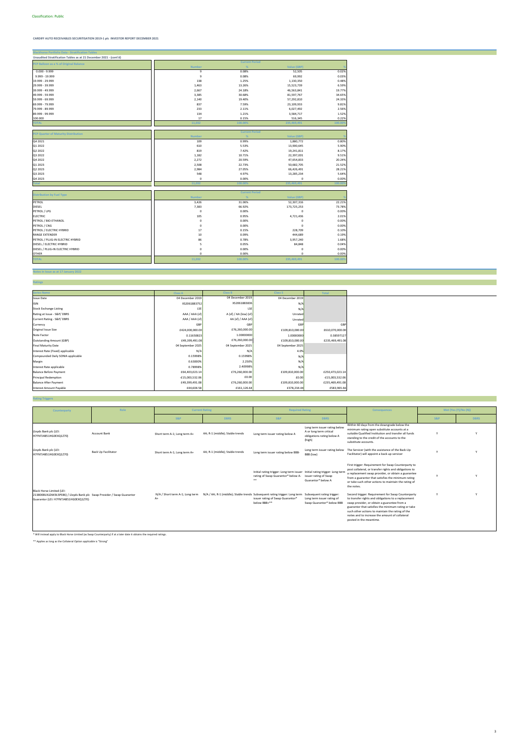Classification: Public

**CARDIFF AUTO RECEIVABLES SECURITISATION 2019-1 plc INVESTOR REPORT DECEMBER 2021**

## Blackhorse Portfolio Data - Stratification Tables

**Unaudited Stratification Tables as at 21 December 2021 - (cont'd)**

| PCP Balloon as a % of Original Balance | Current Period | | | |
|---|---|---|---|---|
| | Number | % | Value (GBP) | % |
| 0.000 - 9.999 | 9 | 0.08% | 52,505 | 0.02% |
| 9.999 - 19.999 | 9 | 0.08% | 69,992 | 0.03% |
| 19.999 - 29.999 | 138 | 1.25% | 1,130,350 | 0.48% |
| 29.999 - 39.999 | 1,463 | 13.26% | 15,523,739 | 6.59% |
| 39.999 - 49.999 | 2,667 | 24.18% | 46,563,841 | 19.77% |
| 49.999 - 59.999 | 3,385 | 30.68% | 81,597,767 | 34.65% |
| 59.999 - 69.999 | 2,140 | 19.40% | 57,292,810 | 24.33% |
| 69.999 - 79.999 | 837 | 7.59% | 23,109,933 | 9.81% |
| 79.999 - 89.999 | 233 | 2.11% | 6,027,492 | 2.56% |
| 89.999 - 99.999 | 134 | 1.21% | 3,584,717 | 1.52% |
| 100.000 | 17 | 0.15% | 516,345 | 0.22% |
| TOTAL | 11,032 | 100.00% | 235,469,491 | 100.00% |

| PCP Quarter of Maturity Distribution | Current Period | | | |
|---|---|---|---|---|
| | Number | % | Value (GBP) | % |
| Q4 2021 | 109 | 0.99% | 1,880,772 | 0.80% |
| Q1 2022 | 610 | 5.53% | 13,900,645 | 5.90% |
| Q2 2022 | 819 | 7.42% | 19,241,811 | 8.17% |
| Q3 2022 | 1,182 | 10.71% | 22,397,001 | 9.51% |
| Q4 2022 | 2,272 | 20.59% | 47,654,833 | 20.24% |
| Q1 2023 | 2,508 | 22.73% | 50,682,705 | 21.52% |
| Q2 2023 | 2,984 | 27.05% | 66,426,491 | 28.21% |
| Q3 2023 | 548 | 4.97% | 13,285,234 | 5.64% |
| Q4 2023 | 0 | 0.00% | 0 | 0.00% |
| Total | 11,032 | 100.00% | 235,469,491 | 100.00% |

| Distribution by Fuel Type | Current Period | | | |
|---|---|---|---|---|
| | Number | % | Value (GBP) | % |
| PETROL | 3,426 | 31.06% | 52,307,316 | 22.21% |
| DIESEL | 7,383 | 66.92% | 173,725,253 | 73.78% |
| PETROL / LPG | 0 | 0.00% | 0 | 0.00% |
| ELECTRIC | 105 | 0.95% | 4,721,436 | 2.01% |
| PETROL / BIO-ETHANOL | 0 | 0.00% | 0 | 0.00% |
| PETROL / CNG | 0 | 0.00% | 0 | 0.00% |
| PETROL / ELECTRIC HYBRID | 17 | 0.15% | 228,709 | 0.10% |
| RANGE EXTENDER | 10 | 0.09% | 444,689 | 0.19% |
| PETROL / PLUG-IN ELECTRIC HYBRID | 86 | 0.78% | 3,957,240 | 1.68% |
| DIESEL / ELECTRIC HYBRID | 5 | 0.05% | 84,848 | 0.04% |
| DIESEL / PLUG-IN ELECTRIC HYBRID | 0 | 0.00% | 0 | 0.00% |
| OTHER | 0 | 0.00% | 0 | 0.00% |
| TOTAL | 11,032 | 100.00% | 235,469,491 | 100.00% |

## Notes in Issue as at 17 January 2022

### Ratings

| Series Name | Class A | Class B | Class S | Total |
|---|---|---|---|---|
| Issue Date | 04 December 2019 | 04 December 2019 | 04 December 2019 | |
| ISIN | XS2061883752 | XS2061883836 | N/A | |
| Stock Exchange Listing | LSE | LSE | N/A | |
| Rating at Issue - S&P/ DBRS | AAA / AAA (sf) | A (sf) / AA (low) (sf) | Unrated | |
| Current Rating - S&P/ DBRS | AAA / AAA (sf) | AA (sf) / AAA (sf) | Unrated | |
| Currency | GBP | GBP | GBP | GBP |
| Original Issue Size | £424,000,000.00 | £76,260,000.00 | £109,810,000.00 | £610,070,000.00 |
| Note Factor | 0.11650823 | 1.00000000 | 1.00000000 | 0.38597127 |
| Outstanding Amount (GBP) | £49,399,491.08 | £76,260,000.00 | £109,810,000.00 | £235,469,491.08 |
| Final Maturity Date | 04 September 2025 | 04 September 2025 | 04 September 2025 | |
| Interest Rate (Fixed) applicable | N/A | N/A | 4.0% | |
| Compounded Daily SONIA applicable | 0.15998% | 0.15998% | N/A | |
| Margin | 0.63000% | 2.250% | N/A | |
| Interest Rate applicable | 0.78998% | 2.40998% | N/A | |
| Balance Before Payment | £64,403,023.14 | £76,260,000.00 | £109,810,000.00 | £250,473,023.14 |
| Principal Redemption | -£15,003,532.06 | £0.00 | £0.00 | -£15,003,532.06 |
| Balance After Payment | £49,399,491.08 | £76,260,000.00 | £109,810,000.00 | £235,469,491.08 |
| Interest Amount Payable | £44,604.58 | £161,126.64 | £378,234.44 | £583,965.66 |

### Rating Triggers

| Counterparty | Role | Current Rating | | Required Rating | | Consequences | Met (Yes [Y]/No [N]) | |
|---|---|---|---|---|---|---|---|---|
| | | S&P | DBRS | S&P | DBRS | | S&P | DBRS |
| Lloyds Bank plc (LEI: H7FNTJ4851HG0EXQ1Z70) | Account Bank | Short term A-1; Long term A+ | AA; R-1 (middle); Stable trends | Long term issuer rating below A | Long term issuer rating below A or long term critical obligations rating below A (high) | Within 60 days from the downgrade below the minimum rating open substitute accounts at a suitable Qualified Institution and transfer all funds standing to the credit of the accounts to the substitute accounts. | Y | Y |
| Lloyds Bank plc (LEI: H7FNTJ4851HG0EXQ1Z70) | Back Up Facilitator | Short term A-1; Long term A+ | AA; R-1 (middle); Stable trends | Long term issuer rating below BBB- | Long term issuer rating below BBB (low) | The Servicer (with the assistance of the Back-Up Facilitator) will appoint a back-up servicer | Y | Y |
| Black Horse Limited (LEI: 2138008UXJZAK9L5PE86) / Lloyds Bank plc Guarantor (LEI: H7FNTJ4851HG0EXQ1Z70) | Swap Provider / Swap Guarantor | N/A / Short term A-1; Long term A+ | N/A / AA; R-1 (middle); Stable trends | Initial rating trigger: Long term issuer rating of Swap Guarantor* below A- ** | Initial rating trigger: Long term issuer rating of Swap Guarantor* below A | First trigger: Requirement for Swap Counterparty to post collateral, or transfer rights and obligations to a replacement swap provider, or obtain a guarantee from a guarantor that satisfies the minimum rating or take such other actions to maintain the rating of the notes. | Y | Y |
| | | | | Subsequent rating trigger: Long term issuer rating of Swap Guarantor* below BBB+** | Subsequent rating trigger: Long term issuer rating of Swap Guarantor* below BBB | Second trigger: Requirement for Swap Counterparty to transfer rights and obligations to a replacement swap provider, or obtain a guarantee from a guarantor that satisfies the minimum rating or take such other actions to maintain the rating of the notes and to increase the amount of collateral posted in the meantime. | Y | Y |

\* Will instead apply to Black Horse Limited (as Swap Counterparty) if at a later date it obtains the required ratings.

\*\* Applies as long as the Collateral Option applicable is "Strong"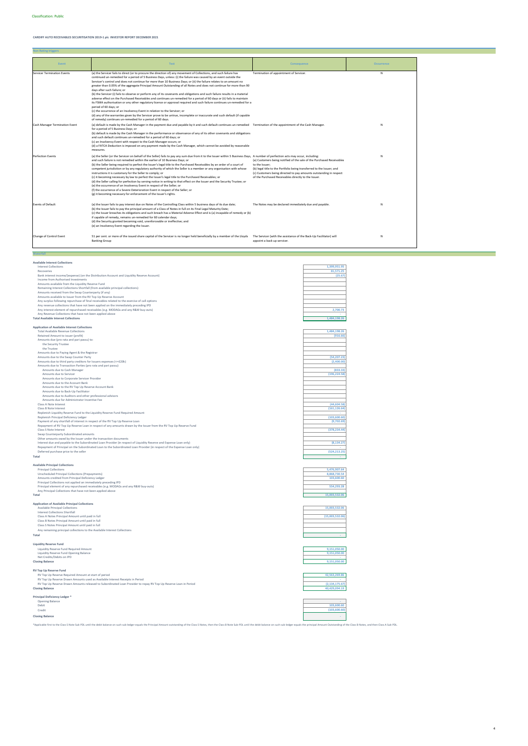Classification: Public

**CARDIFF AUTO RECEIVABLES SECURITISATION 2019-1 plc INVESTOR REPORT DECEMBER 2021**

## Non Rating triggers

| Event | Test | Consequence | Occurrence |
|---|---|---|---|
| Servicer Termination Events | (a) the Servicer fails to direct (or to procure the direction of) any movement of Collections, and such failure has continued un-remedied for a period of 5 Business Days, unless: (i) the failure was caused by an event outside the Servicer's control and does not continue for more than 10 Business Days; or (ii) the failure relates to an amount no greater than 0.05% of the aggregate Principal Amount Outstanding of all Notes and does not continue for more than 90 days after such failure; or<br>(b) the Servicer (i) fails to observe or perform any of its covenants and obligations and such failure results in a material adverse effect on the Purchased Receivables and continues un-remedied for a period of 60 days or (ii) fails to maintain its FSMA authorisation or any other regulatory licence or approval required and such failure continues un-remedied for a period of 60 days; or<br>(c) the occurrence of an Insolvency Event in relation to the Servicer; or<br>(d) any of the warranties given by the Servicer prove to be untrue, incomplete or inaccurate and such default (if capable of remedy) continues un-remedied for a period of 60 days. | Termination of appointment of Servicer. | N |
| Cash Manager Termination Event | (a) default is made by the Cash Manager in the payment due and payable by it and such default continues un-remedied for a period of 5 Business Days; or<br>(b) default is made by the Cash Manager in the performance or observance of any of its other covenants and obligations and such default continues un-remedied for a period of 60 days; or<br>(c) an Insolvency Event with respect to the Cash Manager occurs; or<br>(d) a FATCA Deduction is imposed on any payment made by the Cash Manager, which cannot be avoided by reasonable measures. | Termination of the appointment of the Cash Manager. | N |
| Perfection Events | (a) the Seller (or the Servicer on behalf of the Seller) fails to pay any sum due from it to the Issuer within 5 Business Days, and such failure is not remedied within the earlier of 10 Business Days; or<br>(b) the Seller being required to perfect the Issuer's legal title to the Purchased Receivables by an order of a court of competent jurisdiction or by any regulatory authority of which the Seller is a member or any organisation with whose instructions it is customary for the Seller to comply; or<br>(c) it becoming necessary by law to perfect the Issuer's legal title to the Purchased Receivables; or<br>(d) the Seller calling for perfection by serving notice in writing to that effect on the Issuer and the Security Trustee; or<br>(e) the occurrence of an Insolvency Event in respect of the Seller; or<br>(f) the occurrence of a Severe Deterioration Event in respect of the Seller; or<br>(g) it becoming necessary for enforcement of the Issuer's rights. | A number of perfection acts may occur, including:<br>(a) Customers being notified of the sale of the Purchased Receivables to the Issuer;<br>(b) legal title to the Portfolio being transferred to the Issuer; and<br>(c) Customers being directed to pay amounts outstanding in respect of the Purchased Receivables directly to the Issuer. | N |
| Events of Default | (a) the Issuer fails to pay any interest due on Notes of the Controlling Class within 5 business days of its due date;<br>(b) the Issuer fails to pay the principal amount of a Class of Notes in full on its Final Legal Maturity Date;<br>(c) the Issuer breaches its obligations and such breach has a Material Adverse Effect and is (a) incapable of remedy or (b) if capable of remedy, remains un-remedied for 60 calendar days;<br>(d) the Security granted becoming void, unenforceable or ineffective; and<br>(e) an Insolvency Event regarding the Issuer. | The Notes may be declared immediately due and payable. | N |
| Change of Control Event | 51 per cent. or more of the issued share capital of the Servicer is no longer held beneficially by a member of the Lloyds Banking Group | The Servicer (with the assistance of the Back-Up Facilitator) will appoint a back up servicer. | N |

## Waterfall

### Available Interest Collections

| | |
|---|---|
| Interest Collections | 1,399,951.95 |
| Recoveries | 81,571.25 |
| Bank interest income/(expense) (on the Distribution Account and Liquidity Reserve Account) | (25.67) |
| Income from Authorised Investments | |
| Amounts available from the Liquidity Reserve Fund | |
| Remaining Interest Collections Shortfall (from available principal collections) | |
| Amounts received from the Swap Counterparty (if any) | |
| Amounts available to Issuer from the RV Top Up Reserve Account | |
| Any surplus following repurchase of final receivables related to the exercise of call options | |
| Any revenue collections that have not been applied on the immediately preceding IPD | |
| Any interest element of repurchased receivables (e.g. MODAGs and any R&W buy-outs) | 2,700.73 |
| Any Revenue Collections that have not been applied above | |
| **Total Available Interest Collections** | 1,484,198.26 |

### Application of Available Interest Collections

| | |
|---|---|
| Total Available Revenue Collections | 1,484,198.26 |
| Retained Amount to Issuer (profit) | (916.66) |
| Amounts due (pro rata and pari passu) to: | |
| the Security Trustee | |
| the Trustee | |
| Amounts due to Paying Agent & the Registrar | |
| Amounts due to the Swap Counter Party | (54,207.23) |
| Amounts due to third party creditors for Issuers expenses (<=£20k) | (2,400.00) |
| Amounts due to Transaction Parties (pro rata and pari passu) | |
| Amounts due to Cash Manager | (833.33) |
| Amounts due to Servicer | (196,224.58) |
| Amounts due to Corporate Servicer Provider | |
| Amounts due to the Account Bank | |
| Amounts due to the RV Top Up Reserve Account Bank | |
| Amounts due to Back-Up Facilitator | |
| Amounts due to Auditors and other professional advisors | |
| Amounts due for Administrator Incentive Fee | |
| Class A Note Interest | (44,604.58) |
| Class B Note Interest | (161,126.64) |
| Replenish Liquidity Reserve Fund to the Liquidity Reserve Fund Required Amount | |
| Replenish Principal Deficiency Ledger | (103,600.60) |
| Payment of any shortfall of interest in respect of the RV Top Up Reserve Loan | (9,702.69) |
| Repayment of RV Top Up Reserve Loan in respect of any amounts drawn by the Issuer from the RV Top Up Reserve Fund | |
| Class S Note Interest | (378,234.44) |
| Swap Counterparty Subordinated amounts | |
| Other amounts owed by the Issuer under the transaction documents | |
| Interest due and payable to the Subordinated Loan Provider (in respect of Liquidity Reserve and Expense Loan only) | (8,134.27) |
| Repayment of Principal on the Subordinated Loan to the Subordinated Loan Provider (in respect of the Expense Loan only) | |
| Deferred purchase price to the seller | (524,213.25) |
| **Total** | - |

### Available Principal Collections

| | |
|---|---|
| Principal Collections | 5,476,907.64 |
| Unscheduled Principal Collections (Prepayments) | 8,868,730.54 |
| Amounts credited from Principal Deficiency Ledger | 103,600.60 |
| Principal Collections not applied on immediately preceding IPD | |
| Principal element of any repurchased receivables (e.g. MODAGs and any R&W buy-outs) | 554,293.28 |
| Any Principal Collections that have not been applied above | |
| **Total** | 15,003,532.06 |

### Application of Available Principal Collections

| | |
|---|---|
| Available Principal Collections | 15,003,532.06 |
| Interest Collections Shortfall | |
| Class A Notes Principal Amount until paid in full | (15,003,532.06) |
| Class B Notes Principal Amount until paid in full | |
| Class S Notes Principal Amount until paid in full | |
| Any remaining principal collections to the Available Interest Collections | |
| **Total** | - |

### Liquidity Reserve Fund

| | |
|---|---|
| Liquidity Reserve Fund Required Amount | 9,151,050.00 |
| Liquidity Reserve Fund Opening Balance | 9,151,050.00 |
| Net Credits/Debits on IPD | |
| **Closing Balance** | 9,151,050.00 |

### RV Top Up Reserve Fund

| | |
|---|---|
| RV Top Up Reserve Required Amount at start of period | 42,563,269.86 |
| RV Top Up Reserve Drawn Amounts used as Available Interest Receipts in Period | |
| RV Top Up Reserve Drawn Amounts released to Subordinated Loan Provider to repay RV Top Up Reserve Loan in Period | (2,134,175.67) |
| **Closing Balance** | 40,429,094.19 |

### Principal Deficiency Ledger *

| | |
|---|---|
| Opening Balance | - |
| Debit | 103,600.60 |
| Credit | (103,600.60) |
| **Closing Balance** | - |

*Applicable first to the Class S Note Sub-PDL until the debit balance on such sub-ledger equals the Principal Amount outstanding of the Class S Notes, then the Class B Note Sub-PDL until the debit balance on such sub-ledger equals the principal Amount Outstanding of the Class B Notes, and then Class A Sub-PDL.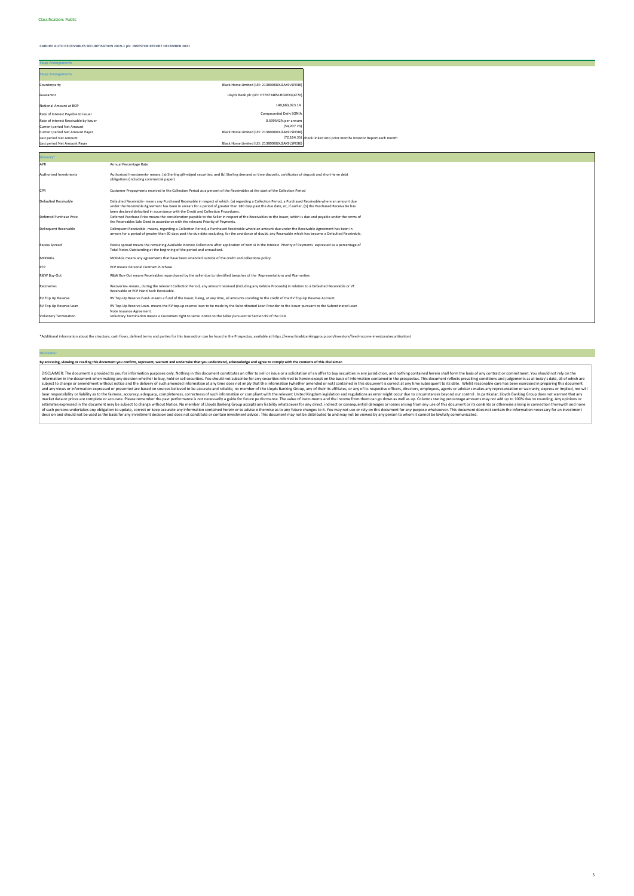Classification: Public

CARDIFF AUTO RECEIVABLES SECURITISATION 2019-1 plc INVESTOR REPORT DECEMBER 2021

## Swap Arrangements

| Swap Arrangements | | |
|---|---|---|
| Counterparty | Black Horse Limited (LEI: 2138008UXJZAK9L5PE86) | |
| Guarantor | Lloyds Bank plc (LEI: H7FNTJ4851HG0EXQ1Z70) | |
| Notional Amount at BOP | 140,663,023.14 | |
| Rate of Interest Payable to Issuer | Compounded Daily SONIA | |
| Rate of interest Receivable by Issuer | 0.599542% per annum | |
| Current period Net Amount | (54,207.23) | |
| Current period Net Amount Payer | Black Horse Limited (LEI: 2138008UXJZAK9L5PE86) | |
| Last period Net Amount | (72,164.35) | check linked into prior months Investor Report each month |
| Last period Net Amount Payer | Black Horse Limited (LEI: 2138008UXJZAK9L5PE86) | |

## Glossary*

| | |
|---|---|
| APR | Annual Percentage Rate |
| Authorised Investments | Authorised Investments- means: (a) Sterling gilt-edged securities; and (b) Sterling demand or time deposits, certificates of deposit and short-term debt obligations (including commercial paper) |
| CPR | Customer Prepayments received in the Collection Period as a percent of the Receivables at the start of the Collection Period |
| Defaulted Receivable | Defaulted Receivable- means any Purchased Receivable in respect of which: (a) regarding a Collection Period, a Purchased Receivable where an amount due under the Receivable Agreement has been in arrears for a period of greater than 180 days past the due date, or, if earlier, (b) the Purchased Receivable has been declared defaulted in accordance with the Credit and Collection Procedures. |
| Deferred Purchase Price | Deferred Purchase Price means the consideration payable to the Seller in respect of the Receivables to the Issuer, which is due and payable under the terms of the Receivables Sale Deed in accordance with the relevant Priority of Payments. |
| Delinquent Receivable | Delinquent Receivable- means, regarding a Collection Period, a Purchased Receivable where an amount due under the Receivable Agreement has been in arrears for a period of greater than 30 days past the due date excluding, for the avoidance of doubt, any Receivable which has become a Defaulted Receivable. |
| Excess Spread | Excess spread means the remaining Available Interest Collections after application of item xi in the Interest Priority of Payments expressed as a percentage of Total Notes Outstanding at the beginning of the period and annualised. |
| MODAGs | MODAGs means any agreements that have been amended outside of the credit and collections policy |
| PCP | PCP means Personal Contract Purchase |
| R&W Buy-Out | R&W Buy-Out means Receivables repurchased by the seller due to identified breaches of the Representations and Warranties |
| Recoveries | Recoveries- means, during the relevant Collection Period, any amount received (including any Vehicle Proceeds) in relation to a Defaulted Receivable or VT Receivable or PCP Hand back Receivable. |
| RV Top Up Reserve | RV Top-Up Reserve Fund- means a fund of the Issuer, being, at any time, all amounts standing to the credit of the RV Top-Up Reserve Account. |
| RV Top Up Reserve Loan | RV Top-Up Reserve Loan- means the RV top-up reserve loan to be made by the Subordinated Loan Provider to the Issuer pursuant to the Subordinated Loan Note Issuance Agreement. |
| Voluntary Termination | Voluntary Termination means a Customers right to serve notice to the Seller pursuant to Section 99 of the CCA |

*Additional information about the structure, cash flows, defined terms and parties for this transaction can be found in the Prospectus, available at https://www.lloydsbankinggroup.com/investors/fixed-income-investors/securitisation/

## Disclaimer

**By accessing, viewing or reading this document you confirm, represent, warrant and undertake that you understand, acknowledge and agree to comply with the contents of this disclaimer.**

DISCLAIMER: The document is provided to you for information purposes only. Nothing in this document constitutes an offer to sell or issue or a solicitation of an offer to buy securities in any jurisdiction, and nothing contained herein shall form the basis of any contract or commitment. You should not rely on the information in the document when making any decision whether to buy, hold or sell securities. You should not subscribe for any securities referred to herein except on the basis of information contained in the prospectus. This document reflects prevailing conditions and judgements as at today's date, all of which are subject to change or amendment without notice and the delivery of such amended information at any time does not imply that the information (whether amended or not) contained in this document is correct at any time subsequent to its date. Whilst reasonable care has been exercised in preparing this document and any views or information expressed or presented are based on sources believed to be accurate and reliable, no member of the Lloyds Banking Group, any of their its affiliates, or any of its respective officers, directors, employees, agents or advisers makes any representation or warranty, express or implied, nor will bear responsibility or liability as to the fairness, accuracy, adequacy, completeness, correctness of such information or compliant with the relevant United Kingdom legislation and regulations as error might occur due to circumstances beyond our control . In particular, Lloyds Banking Group does not warrant that any market data or prices are complete or accurate. Please remember the past performance is not necessarily a guide for future performance. The value of instruments and the income from them can go down as well as up. Columns stating percentage amounts may not add up to 100% due to rounding. Any opinions or estimates expressed in the document may be subject to change without Notice. No member of Lloyds Banking Group accepts any liability whatsoever for any direct, indirect or consequential damages or losses arising from any use of this document or its contents or otherwise arising in connection therewith and none of such persons undertakes any obligation to update, correct or keep accurate any information contained herein or to advise otherwise as to any future changes to it. You may not use or rely on this document for any purpose whatsoever. This document does not contain the information necessary for an investment decision and should not be used as the basis for any investment decision and does not constitute or contain investment advice . This document may not be distributed to and may not be viewed by any person to whom it cannot be lawfully communicated.